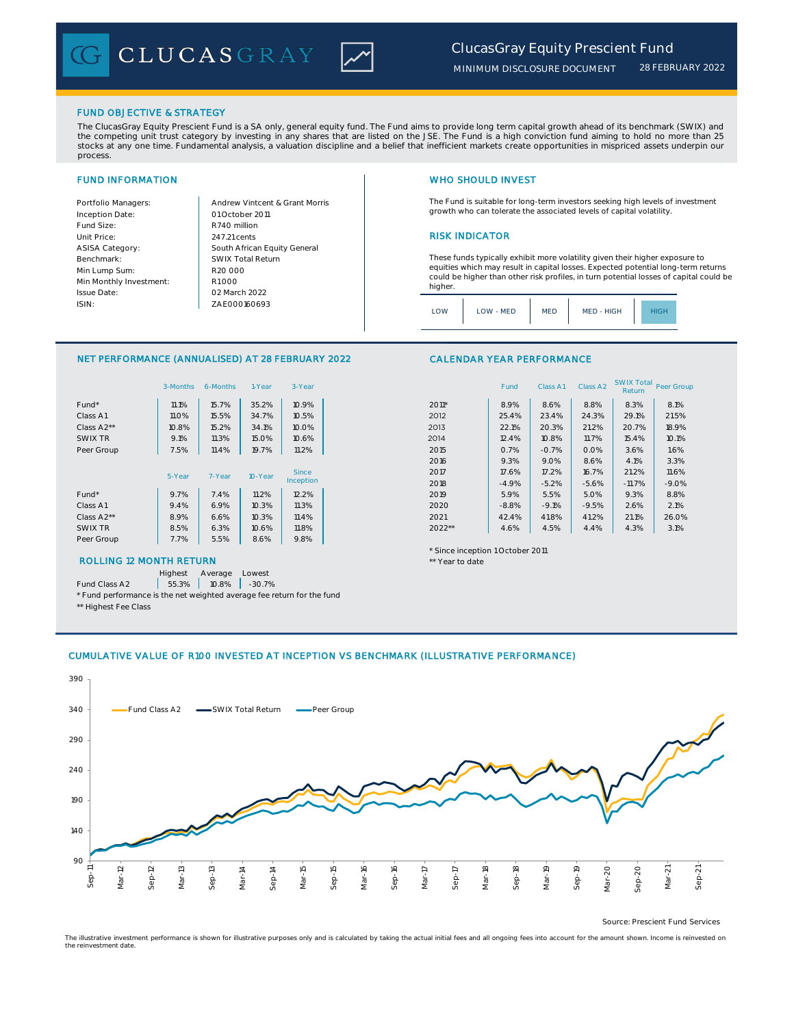# ClucasGray Equity Prescient Fund

MINIMUM DISCLOSURE DOCUMENT 28 FEBRUARY 2022

## FUND OBJECTIVE & STRATEGY

The ClucasGray Equity Prescient Fund is a SA only, general equity fund. The Fund aims to provide long term capital growth ahead of its benchmark (SWIX) and the competing unit trust category by investing in any shares that are listed on the JSE. The Fund is a high conviction fund aiming to hold no more than 25 stocks at any one time. Fundamental analysis, a valuation discipline and a belief that inefficient markets create opportunities in mispriced assets underpin our process.

## FUND INFORMATION

| | |
|---|---|
| Portfolio Managers: | Andrew Vintcent & Grant Morris |
| Inception Date: | 01 October 2011 |
| Fund Size: | R740 million |
| Unit Price: | 247.21 cents |
| ASISA Category: | South African Equity General |
| Benchmark: | SWIX Total Return |
| Min Lump Sum: | R20 000 |
| Min Monthly Investment: | R1 000 |
| Issue Date: | 02 March 2022 |
| ISIN: | ZAE000160693 |

## WHO SHOULD INVEST

The Fund is suitable for long-term investors seeking high levels of investment growth who can tolerate the associated levels of capital volatility.

## RISK INDICATOR

These funds typically exhibit more volatility given their higher exposure to equities which may result in capital losses. Expected potential long-term returns could be higher than other risk profiles, in turn potential losses of capital could be higher.

LOW | LOW - MED | MED | MED - HIGH | **HIGH**

## NET PERFORMANCE (ANNUALISED) AT 28 FEBRUARY 2022

| | 3-Months | 6-Months | 1-Year | 3-Year |
|---|---|---|---|---|
| Fund* | 11.1% | 15.7% | 35.2% | 10.9% |
| Class A1 | 11.0% | 15.5% | 34.7% | 10.5% |
| Class A2** | 10.8% | 15.2% | 34.1% | 10.0% |
| SWIX TR | 9.1% | 11.3% | 15.0% | 10.6% |
| Peer Group | 7.5% | 11.4% | 19.7% | 11.2% |

| | 5-Year | 7-Year | 10-Year | Since Inception |
|---|---|---|---|---|
| Fund* | 9.7% | 7.4% | 11.2% | 12.2% |
| Class A1 | 9.4% | 6.9% | 10.3% | 11.3% |
| Class A2** | 8.9% | 6.6% | 10.3% | 11.4% |
| SWIX TR | 8.5% | 6.3% | 10.6% | 11.8% |
| Peer Group | 7.7% | 5.5% | 8.6% | 9.8% |

## ROLLING 12 MONTH RETURN

| | Highest | Average | Lowest |
|---|---|---|---|
| Fund Class A2 | 55.3% | 10.8% | -30.7% |

\* Fund performance is the net weighted average fee return for the fund

** Highest Fee Class

## CALENDAR YEAR PERFORMANCE

| | Fund | Class A1 | Class A2 | SWIX Total Return | Peer Group |
|---|---|---|---|---|---|
| 2011* | 8.9% | 8.6% | 8.8% | 8.3% | 8.1% |
| 2012 | 25.4% | 23.4% | 24.3% | 29.1% | 21.5% |
| 2013 | 22.1% | 20.3% | 21.2% | 20.7% | 18.9% |
| 2014 | 12.4% | 10.8% | 11.7% | 15.4% | 10.1% |
| 2015 | 0.7% | -0.7% | 0.0% | 3.6% | 1.6% |
| 2016 | 9.3% | 9.0% | 8.6% | 4.1% | 3.3% |
| 2017 | 17.6% | 17.2% | 16.7% | 21.2% | 11.6% |
| 2018 | -4.9% | -5.2% | -5.6% | -11.7% | -9.0% |
| 2019 | 5.9% | 5.5% | 5.0% | 9.3% | 8.8% |
| 2020 | -8.8% | -9.1% | -9.5% | 2.6% | 2.1% |
| 2021 | 42.4% | 41.8% | 41.2% | 21.1% | 26.0% |
| 2022** | 4.6% | 4.5% | 4.4% | 4.3% | 3.1% |

\* Since inception 1 October 2011

** Year to date

## CUMULATIVE VALUE OF R100 INVESTED AT INCEPTION VS BENCHMARK (ILLUSTRATIVE PERFORMANCE)

Source: Prescient Fund Services

The illustrative investment performance is shown for illustrative purposes only and is calculated by taking the actual initial fees and all ongoing fees into account for the amount shown. Income is reinvested on the reinvestment date.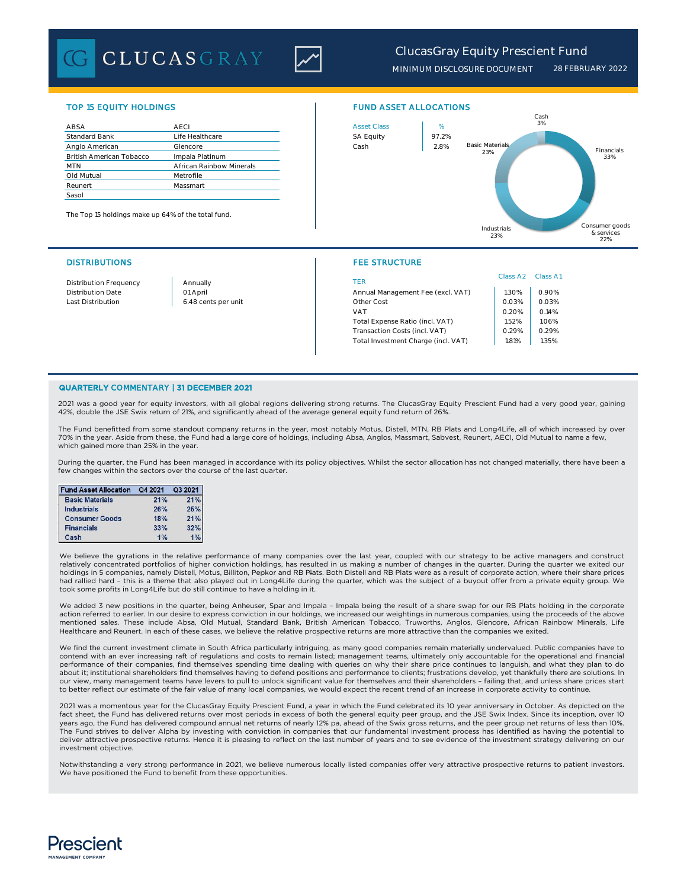# ClucasGray Equity Prescient Fund

MINIMUM DISCLOSURE DOCUMENT 28 FEBRUARY 2022

## TOP 15 EQUITY HOLDINGS

| | |
|---|---|
| ABSA | AECI |
| Standard Bank | Life Healthcare |
| Anglo American | Glencore |
| British American Tobacco | Impala Platinum |
| MTN | African Rainbow Minerals |
| Old Mutual | Metrofile |
| Reunert | Massmart |
| Sasol | |

The Top 15 holdings make up 64% of the total fund.

## FUND ASSET ALLOCATIONS

| Asset Class | % |
|---|---|
| SA Equity | 97.2% |
| Cash | 2.8% |

Cash 3%, Financials 33%, Consumer goods & services 22%, Industrials 23%, Basic Materials 23%

## DISTRIBUTIONS

| | |
|---|---|
| Distribution Frequency | Annually |
| Distribution Date | 01 April |
| Last Distribution | 6.48 cents per unit |

## FEE STRUCTURE

| TER | Class A2 | Class A1 |
|---|---|---|
| Annual Management Fee (excl. VAT) | 1.30% | 0.90% |
| Other Cost | 0.03% | 0.03% |
| VAT | 0.20% | 0.14% |
| Total Expense Ratio (incl. VAT) | 1.52% | 1.06% |
| Transaction Costs (incl. VAT) | 0.29% | 0.29% |
| Total Investment Charge (incl. VAT) | 1.81% | 1.35% |

## QUARTERLY COMMENTARY | 31 DECEMBER 2021

2021 was a good year for equity investors, with all global regions delivering strong returns. The ClucasGray Equity Prescient Fund had a very good year, gaining 42%, double the JSE Swix return of 21%, and significantly ahead of the average general equity fund return of 26%.

The Fund benefitted from some standout company returns in the year, most notably Motus, Distell, MTN, RB Plats and Long4Life, all of which increased by over 70% in the year. Aside from these, the Fund had a large core of holdings, including Absa, Anglos, Massmart, Sabvest, Reunert, AECI, Old Mutual to name a few, which gained more than 25% in the year.

During the quarter, the Fund has been managed in accordance with its policy objectives. Whilst the sector allocation has not changed materially, there have been a few changes within the sectors over the course of the last quarter.

| Fund Asset Allocation | Q4 2021 | Q3 2021 |
|---|---|---|
| Basic Materials | 21% | 21% |
| Industrials | 26% | 25% |
| Consumer Goods | 18% | 21% |
| Financials | 33% | 32% |
| Cash | 1% | 1% |

We believe the gyrations in the relative performance of many companies over the last year, coupled with our strategy to be active managers and construct relatively concentrated portfolios of higher conviction holdings, has resulted in us making a number of changes in the quarter. During the quarter we exited our holdings in 5 companies, namely Distell, Motus, Billiton, Pepkor and RB Plats. Both Distell and RB Plats were as a result of corporate action, where their share prices had rallied hard – this is a theme that also played out in Long4Life during the quarter, which was the subject of a buyout offer from a private equity group. We took some profits in Long4Life but do still continue to have a holding in it.

We added 3 new positions in the quarter, being Anheuser, Spar and Impala – Impala being the result of a share swap for our RB Plats holding in the corporate action referred to earlier. In our desire to express conviction in our holdings, we increased our weightings in numerous companies, using the proceeds of the above mentioned sales. These include Absa, Old Mutual, Standard Bank, British American Tobacco, Truworths, Anglos, Glencore, African Rainbow Minerals, Life Healthcare and Reunert. In each of these cases, we believe the relative prospective returns are more attractive than the companies we exited.

We find the current investment climate in South Africa particularly intriguing, as many good companies remain materially undervalued. Public companies have to contend with an ever increasing raft of regulations and costs to remain listed; management teams, ultimately only accountable for the operational and financial performance of their companies, find themselves spending time dealing with queries on why their share price continues to languish, and what they plan to do about it; institutional shareholders find themselves having to defend positions and performance to clients; frustrations develop, yet thankfully there are solutions. In our view, many management teams have levers to pull to unlock significant value for themselves and their shareholders – failing that, and unless share prices start to better reflect our estimate of the fair value of many local companies, we would expect the recent trend of an increase in corporate activity to continue.

2021 was a momentous year for the ClucasGray Equity Prescient Fund, a year in which the Fund celebrated its 10 year anniversary in October. As depicted on the fact sheet, the Fund has delivered returns over most periods in excess of both the general equity peer group, and the JSE Swix Index. Since its inception, over 10 years ago, the Fund has delivered compound annual net returns of nearly 12% pa, ahead of the Swix gross returns, and the peer group net returns of less than 10%. The Fund strives to deliver Alpha by investing with conviction in companies that our fundamental investment process has identified as having the potential to deliver attractive prospective returns. Hence it is pleasing to reflect on the last number of years and to see evidence of the investment strategy delivering on our investment objective.

Notwithstanding a very strong performance in 2021, we believe numerous locally listed companies offer very attractive prospective returns to patient investors. We have positioned the Fund to benefit from these opportunities.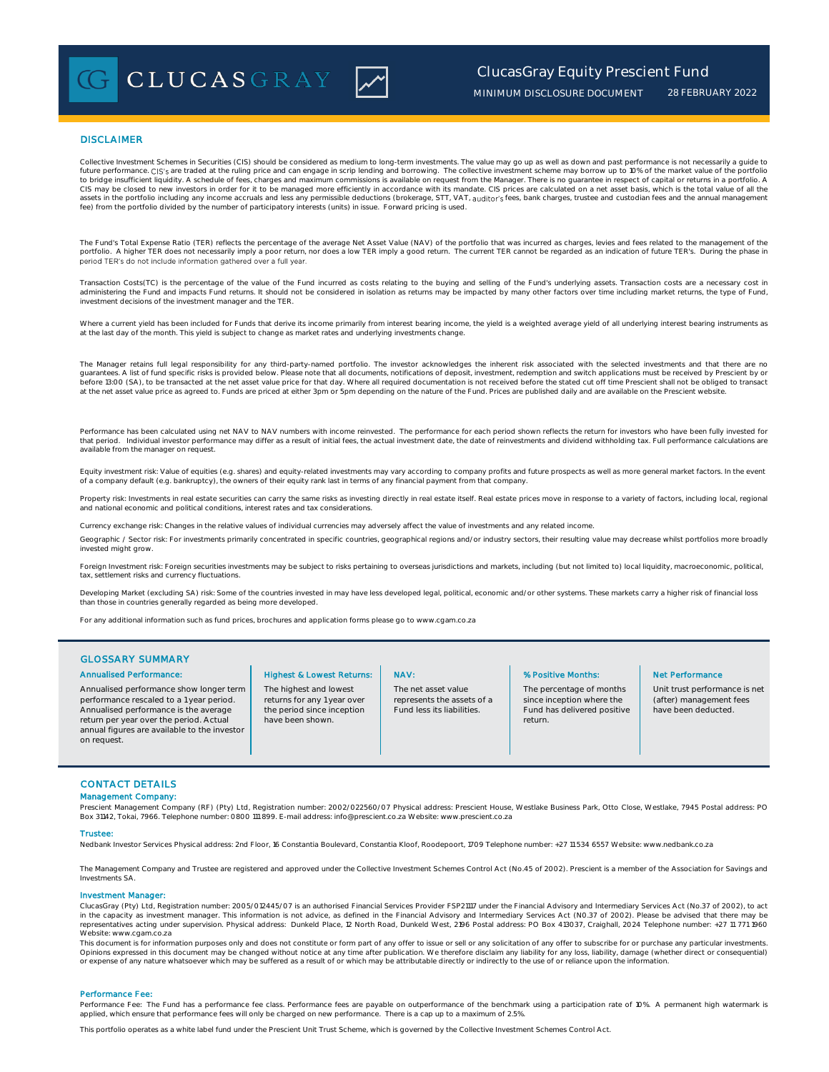# ClucasGray Equity Prescient Fund

MINIMUM DISCLOSURE DOCUMENT 28 FEBRUARY 2022

## DISCLAIMER

Collective Investment Schemes in Securities (CIS) should be considered as medium to long-term investments. The value may go up as well as down and past performance is not necessarily a guide to future performance. CIS's are traded at the ruling price and can engage in scrip lending and borrowing. The collective investment scheme may borrow up to 10% of the market value of the portfolio to bridge insufficient liquidity. A schedule of fees, charges and maximum commissions is available on request from the Manager. There is no guarantee in respect of capital or returns in a portfolio. A CIS may be closed to new investors in order for it to be managed more efficiently in accordance with its mandate. CIS prices are calculated on a net asset basis, which is the total value of all the assets in the portfolio including any income accruals and less any permissible deductions (brokerage, STT, VAT, auditor's fees, bank charges, trustee and custodian fees and the annual management fee) from the portfolio divided by the number of participatory interests (units) in issue. Forward pricing is used.

The Fund's Total Expense Ratio (TER) reflects the percentage of the average Net Asset Value (NAV) of the portfolio that was incurred as charges, levies and fees related to the management of the portfolio. A higher TER does not necessarily imply a poor return, nor does a low TER imply a good return. The current TER cannot be regarded as an indication of future TER's. During the phase in period TER's do not include information gathered over a full year.

Transaction Costs(TC) is the percentage of the value of the Fund incurred as costs relating to the buying and selling of the Fund's underlying assets. Transaction costs are a necessary cost in administering the Fund and impacts Fund returns. It should not be considered in isolation as returns may be impacted by many other factors over time including market returns, the type of Fund, investment decisions of the investment manager and the TER.

Where a current yield has been included for Funds that derive its income primarily from interest bearing income, the yield is a weighted average yield of all underlying interest bearing instruments as at the last day of the month. This yield is subject to change as market rates and underlying investments change.

The Manager retains full legal responsibility for any third-party-named portfolio. The investor acknowledges the inherent risk associated with the selected investments and that there are no guarantees. A list of fund specific risks is provided below. Please note that all documents, notifications of deposit, investment, redemption and switch applications must be received by Prescient by or before 13:00 (SA), to be transacted at the net asset value price for that day. Where all required documentation is not received before the stated cut off time Prescient shall not be obliged to transact at the net asset value price as agreed to. Funds are priced at either 3pm or 5pm depending on the nature of the Fund. Prices are published daily and are available on the Prescient website.

Performance has been calculated using net NAV to NAV numbers with income reinvested. The performance for each period shown reflects the return for investors who have been fully invested for that period. Individual investor performance may differ as a result of initial fees, the actual investment date, the date of reinvestments and dividend withholding tax. Full performance calculations are available from the manager on request.

Equity investment risk: Value of equities (e.g. shares) and equity-related investments may vary according to company profits and future prospects as well as more general market factors. In the event of a company default (e.g. bankruptcy), the owners of their equity rank last in terms of any financial payment from that company.

Property risk: Investments in real estate securities can carry the same risks as investing directly in real estate itself. Real estate prices move in response to a variety of factors, including local, regional and national economic and political conditions, interest rates and tax considerations.

Currency exchange risk: Changes in the relative values of individual currencies may adversely affect the value of investments and any related income.

Geographic / Sector risk: For investments primarily concentrated in specific countries, geographical regions and/or industry sectors, their resulting value may decrease whilst portfolios more broadly invested might grow.

Foreign Investment risk: Foreign securities investments may be subject to risks pertaining to overseas jurisdictions and markets, including (but not limited to) local liquidity, macroeconomic, political, tax, settlement risks and currency fluctuations.

Developing Market (excluding SA) risk: Some of the countries invested in may have less developed legal, political, economic and/or other systems. These markets carry a higher risk of financial loss than those in countries generally regarded as being more developed.

For any additional information such as fund prices, brochures and application forms please go to www.cgam.co.za

## GLOSSARY SUMMARY

**Annualised Performance:** Annualised performance show longer term performance rescaled to a 1 year period. Annualised performance is the average return per year over the period. Actual annual figures are available to the investor on request.

**Highest & Lowest Returns:** The highest and lowest returns for any 1 year over the period since inception have been shown.

**NAV:** The net asset value represents the assets of a Fund less its liabilities.

**% Positive Months:** The percentage of months since inception where the Fund has delivered positive return.

**Net Performance:** Unit trust performance is net (after) management fees have been deducted.

## CONTACT DETAILS

### Management Company:

Prescient Management Company (RF) (Pty) Ltd, Registration number: 2002/022560/07 Physical address: Prescient House, Westlake Business Park, Otto Close, Westlake, 7945 Postal address: PO Box 31142, Tokai, 7966. Telephone number: 0800 111 899. E-mail address: info@prescient.co.za Website: www.prescient.co.za

### Trustee:

Nedbank Investor Services Physical address: 2nd Floor, 16 Constantia Boulevard, Constantia Kloof, Roodepoort, 1709 Telephone number: +27 11 534 6557 Website: www.nedbank.co.za

The Management Company and Trustee are registered and approved under the Collective Investment Schemes Control Act (No.45 of 2002). Prescient is a member of the Association for Savings and Investments SA.

### Investment Manager:

ClucasGray (Pty) Ltd, Registration number: 2005/012445/07 is an authorised Financial Services Provider FSP21117 under the Financial Advisory and Intermediary Services Act (No.37 of 2002), to act in the capacity as investment manager. This information is not advice, as defined in the Financial Advisory and Intermediary Services Act (N0.37 of 2002). Please be advised that there may be representatives acting under supervision. Physical address: Dunkeld Place, 12 North Road, Dunkeld West, 2196 Postal address: PO Box 413037, Craighall, 2024 Telephone number: +27 11 771 1960 Website: www.cgam.co.za

This document is for information purposes only and does not constitute or form part of any offer to issue or sell or any solicitation of any offer to subscribe for or purchase any particular investments. Opinions expressed in this document may be changed without notice at any time after publication. We therefore disclaim any liability for any loss, liability, damage (whether direct or consequential) or expense of any nature whatsoever which may be suffered as a result of or which may be attributable directly or indirectly to the use of or reliance upon the information.

### Performance Fee:

Performance Fee: The Fund has a performance fee class. Performance fees are payable on outperformance of the benchmark using a participation rate of 10%. A permanent high watermark is applied, which ensure that performance fees will only be charged on new performance. There is a cap up to a maximum of 2.5%.

This portfolio operates as a white label fund under the Prescient Unit Trust Scheme, which is governed by the Collective Investment Schemes Control Act.